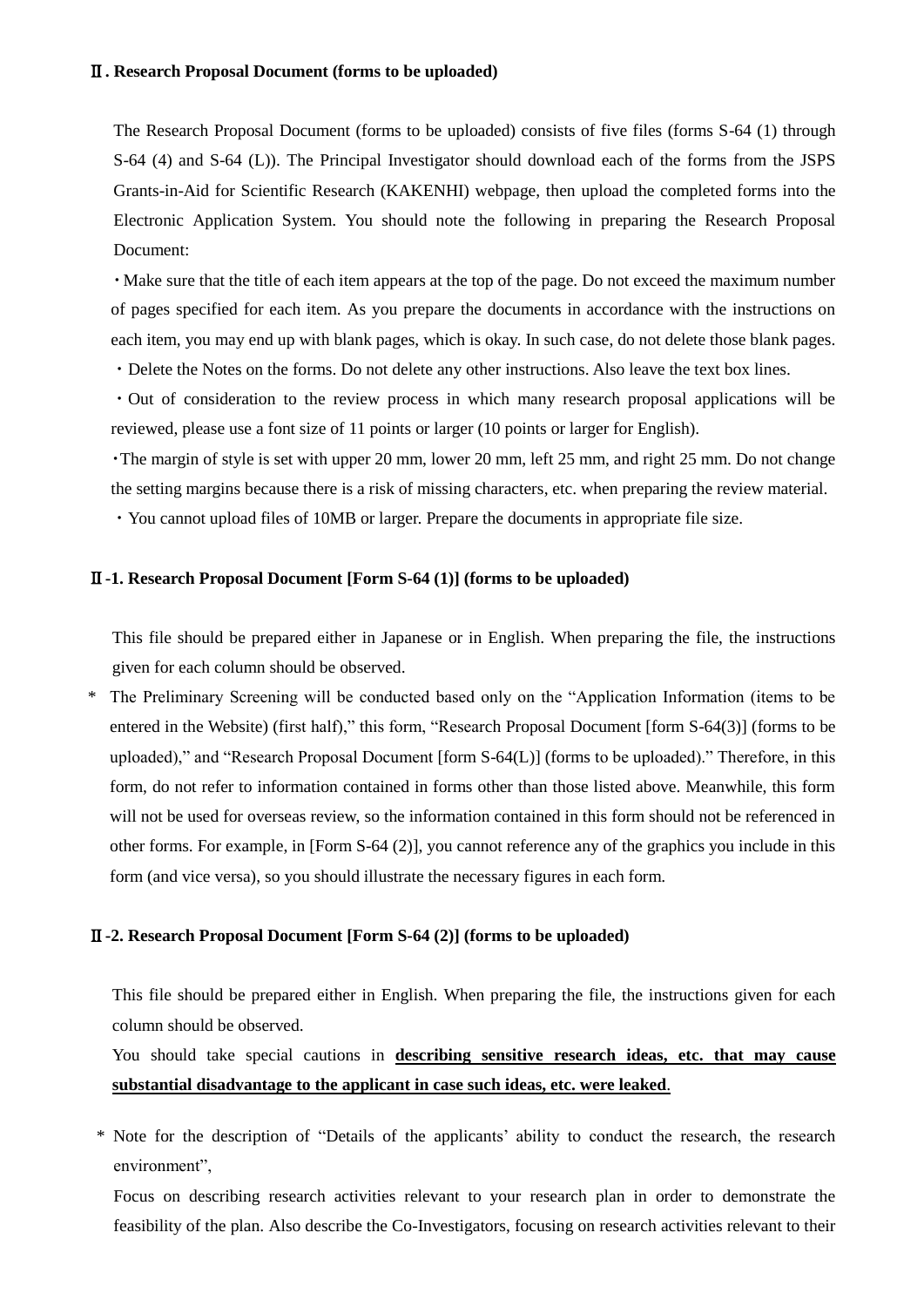## Ⅱ. Research Proposal Document (forms to be uploaded)

The Research Proposal Document (forms to be uploaded) consists of five files (forms S-64 (1) through S-64 (4) and S-64 (L)). The Principal Investigator should download each of the forms from the JSPS Grants-in-Aid for Scientific Research (KAKENHI) webpage, then upload the completed forms into the Electronic Application System. You should note the following in preparing the Research Proposal Document:

・Make sure that the title of each item appears at the top of the page. Do not exceed the maximum number of pages specified for each item. As you prepare the documents in accordance with the instructions on each item, you may end up with blank pages, which is okay. In such case, do not delete those blank pages.

・Delete the Notes on the forms. Do not delete any other instructions. Also leave the text box lines.

・Out of consideration to the review process in which many research proposal applications will be reviewed, please use a font size of 11 points or larger (10 points or larger for English).

・The margin of style is set with upper 20 mm, lower 20 mm, left 25 mm, and right 25 mm. Do not change the setting margins because there is a risk of missing characters, etc. when preparing the review material.

・You cannot upload files of 10MB or larger. Prepare the documents in appropriate file size.

### Ⅱ-1. Research Proposal Document [Form S-64 (1)] (forms to be uploaded)

This file should be prepared either in Japanese or in English. When preparing the file, the instructions given for each column should be observed.

\* The Preliminary Screening will be conducted based only on the "Application Information (items to be entered in the Website) (first half)," this form, "Research Proposal Document [form S-64(3)] (forms to be uploaded)," and "Research Proposal Document [form S-64(L)] (forms to be uploaded)." Therefore, in this form, do not refer to information contained in forms other than those listed above. Meanwhile, this form will not be used for overseas review, so the information contained in this form should not be referenced in other forms. For example, in [Form S-64 (2)], you cannot reference any of the graphics you include in this form (and vice versa), so you should illustrate the necessary figures in each form.

### Ⅱ-2. Research Proposal Document [Form S-64 (2)] (forms to be uploaded)

This file should be prepared either in English. When preparing the file, the instructions given for each column should be observed.

You should take special cautions in **<u>describing sensitive research ideas, etc. that may cause substantial disadvantage to the applicant in case such ideas, etc. were leaked</u>**.

\* Note for the description of "Details of the applicants' ability to conduct the research, the research environment",

Focus on describing research activities relevant to your research plan in order to demonstrate the feasibility of the plan. Also describe the Co-Investigators, focusing on research activities relevant to their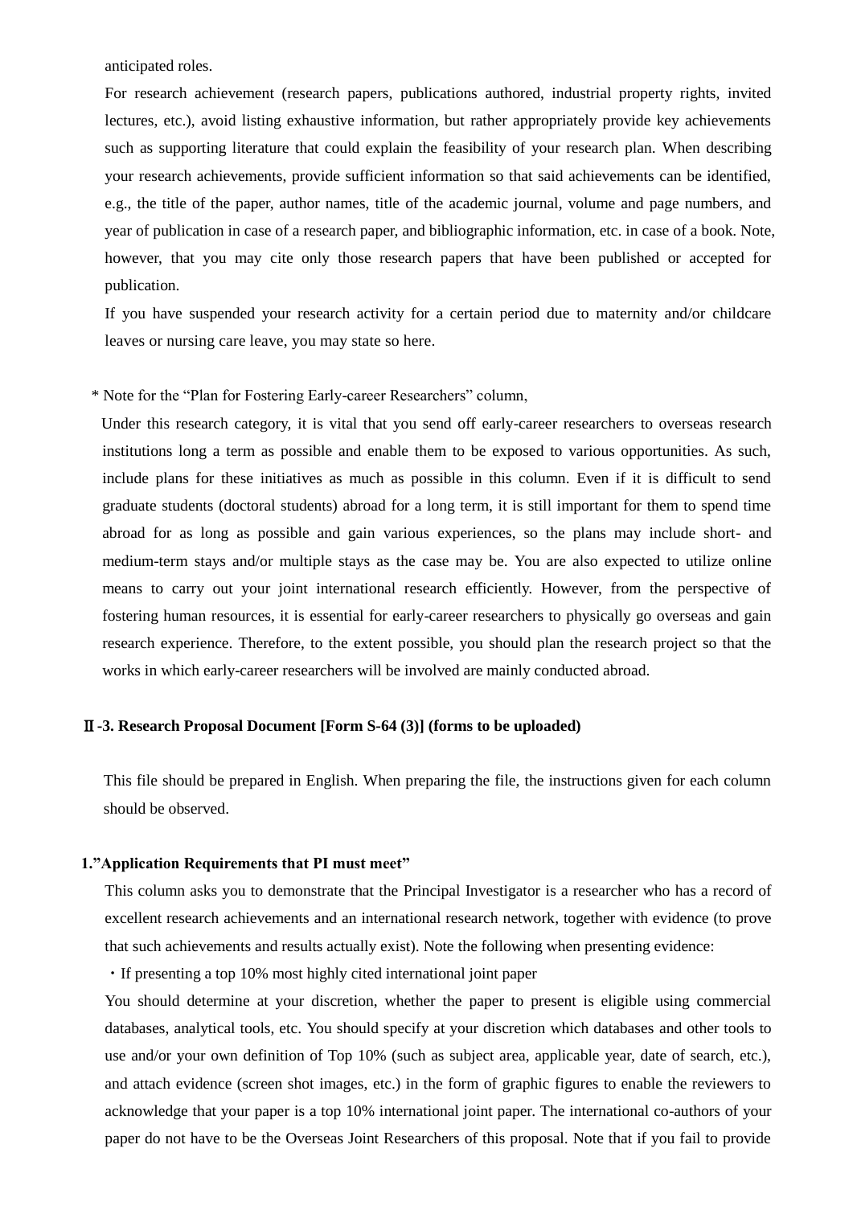anticipated roles.

For research achievement (research papers, publications authored, industrial property rights, invited lectures, etc.), avoid listing exhaustive information, but rather appropriately provide key achievements such as supporting literature that could explain the feasibility of your research plan. When describing your research achievements, provide sufficient information so that said achievements can be identified, e.g., the title of the paper, author names, title of the academic journal, volume and page numbers, and year of publication in case of a research paper, and bibliographic information, etc. in case of a book. Note, however, that you may cite only those research papers that have been published or accepted for publication.

If you have suspended your research activity for a certain period due to maternity and/or childcare leaves or nursing care leave, you may state so here.

\* Note for the "Plan for Fostering Early-career Researchers" column,

Under this research category, it is vital that you send off early-career researchers to overseas research institutions long a term as possible and enable them to be exposed to various opportunities. As such, include plans for these initiatives as much as possible in this column. Even if it is difficult to send graduate students (doctoral students) abroad for a long term, it is still important for them to spend time abroad for as long as possible and gain various experiences, so the plans may include short- and medium-term stays and/or multiple stays as the case may be. You are also expected to utilize online means to carry out your joint international research efficiently. However, from the perspective of fostering human resources, it is essential for early-career researchers to physically go overseas and gain research experience. Therefore, to the extent possible, you should plan the research project so that the works in which early-career researchers will be involved are mainly conducted abroad.

### Ⅱ-3. Research Proposal Document [Form S-64 (3)] (forms to be uploaded)

This file should be prepared in English. When preparing the file, the instructions given for each column should be observed.

#### 1."Application Requirements that PI must meet"

This column asks you to demonstrate that the Principal Investigator is a researcher who has a record of excellent research achievements and an international research network, together with evidence (to prove that such achievements and results actually exist). Note the following when presenting evidence:

・If presenting a top 10% most highly cited international joint paper

You should determine at your discretion, whether the paper to present is eligible using commercial databases, analytical tools, etc. You should specify at your discretion which databases and other tools to use and/or your own definition of Top 10% (such as subject area, applicable year, date of search, etc.), and attach evidence (screen shot images, etc.) in the form of graphic figures to enable the reviewers to acknowledge that your paper is a top 10% international joint paper. The international co-authors of your paper do not have to be the Overseas Joint Researchers of this proposal. Note that if you fail to provide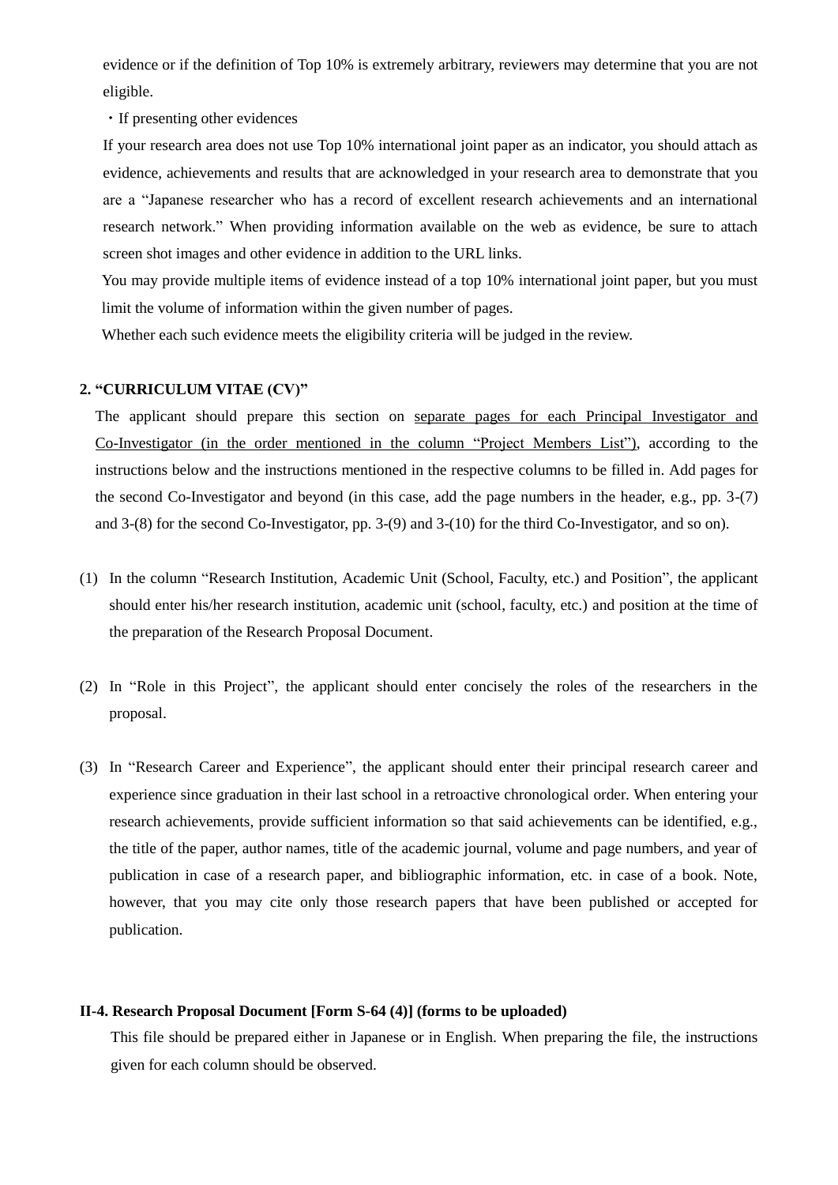evidence or if the definition of Top 10% is extremely arbitrary, reviewers may determine that you are not eligible.

・If presenting other evidences

If your research area does not use Top 10% international joint paper as an indicator, you should attach as evidence, achievements and results that are acknowledged in your research area to demonstrate that you are a "Japanese researcher who has a record of excellent research achievements and an international research network." When providing information available on the web as evidence, be sure to attach screen shot images and other evidence in addition to the URL links.

You may provide multiple items of evidence instead of a top 10% international joint paper, but you must limit the volume of information within the given number of pages.

Whether each such evidence meets the eligibility criteria will be judged in the review.

**2. "CURRICULUM VITAE (CV)"**

The applicant should prepare this section on <u>separate pages for each Principal Investigator and Co-Investigator (in the order mentioned in the column "Project Members List")</u>, according to the instructions below and the instructions mentioned in the respective columns to be filled in. Add pages for the second Co-Investigator and beyond (in this case, add the page numbers in the header, e.g., pp. 3-(7) and 3-(8) for the second Co-Investigator, pp. 3-(9) and 3-(10) for the third Co-Investigator, and so on).

(1) In the column "Research Institution, Academic Unit (School, Faculty, etc.) and Position", the applicant should enter his/her research institution, academic unit (school, faculty, etc.) and position at the time of the preparation of the Research Proposal Document.

(2) In "Role in this Project", the applicant should enter concisely the roles of the researchers in the proposal.

(3) In "Research Career and Experience", the applicant should enter their principal research career and experience since graduation in their last school in a retroactive chronological order. When entering your research achievements, provide sufficient information so that said achievements can be identified, e.g., the title of the paper, author names, title of the academic journal, volume and page numbers, and year of publication in case of a research paper, and bibliographic information, etc. in case of a book. Note, however, that you may cite only those research papers that have been published or accepted for publication.

**II-4. Research Proposal Document [Form S-64 (4)] (forms to be uploaded)**

This file should be prepared either in Japanese or in English. When preparing the file, the instructions given for each column should be observed.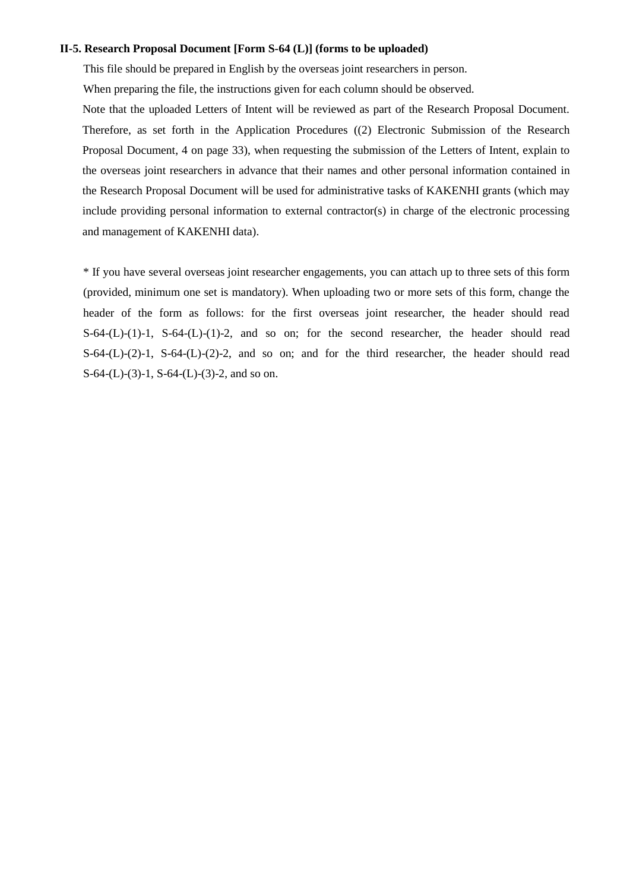**II-5. Research Proposal Document [Form S-64 (L)] (forms to be uploaded)**

This file should be prepared in English by the overseas joint researchers in person.

When preparing the file, the instructions given for each column should be observed.

Note that the uploaded Letters of Intent will be reviewed as part of the Research Proposal Document. Therefore, as set forth in the Application Procedures ((2) Electronic Submission of the Research Proposal Document, 4 on page 33), when requesting the submission of the Letters of Intent, explain to the overseas joint researchers in advance that their names and other personal information contained in the Research Proposal Document will be used for administrative tasks of KAKENHI grants (which may include providing personal information to external contractor(s) in charge of the electronic processing and management of KAKENHI data).

* If you have several overseas joint researcher engagements, you can attach up to three sets of this form (provided, minimum one set is mandatory). When uploading two or more sets of this form, change the header of the form as follows: for the first overseas joint researcher, the header should read S-64-(L)-(1)-1, S-64-(L)-(1)-2, and so on; for the second researcher, the header should read S-64-(L)-(2)-1, S-64-(L)-(2)-2, and so on; and for the third researcher, the header should read S-64-(L)-(3)-1, S-64-(L)-(3)-2, and so on.